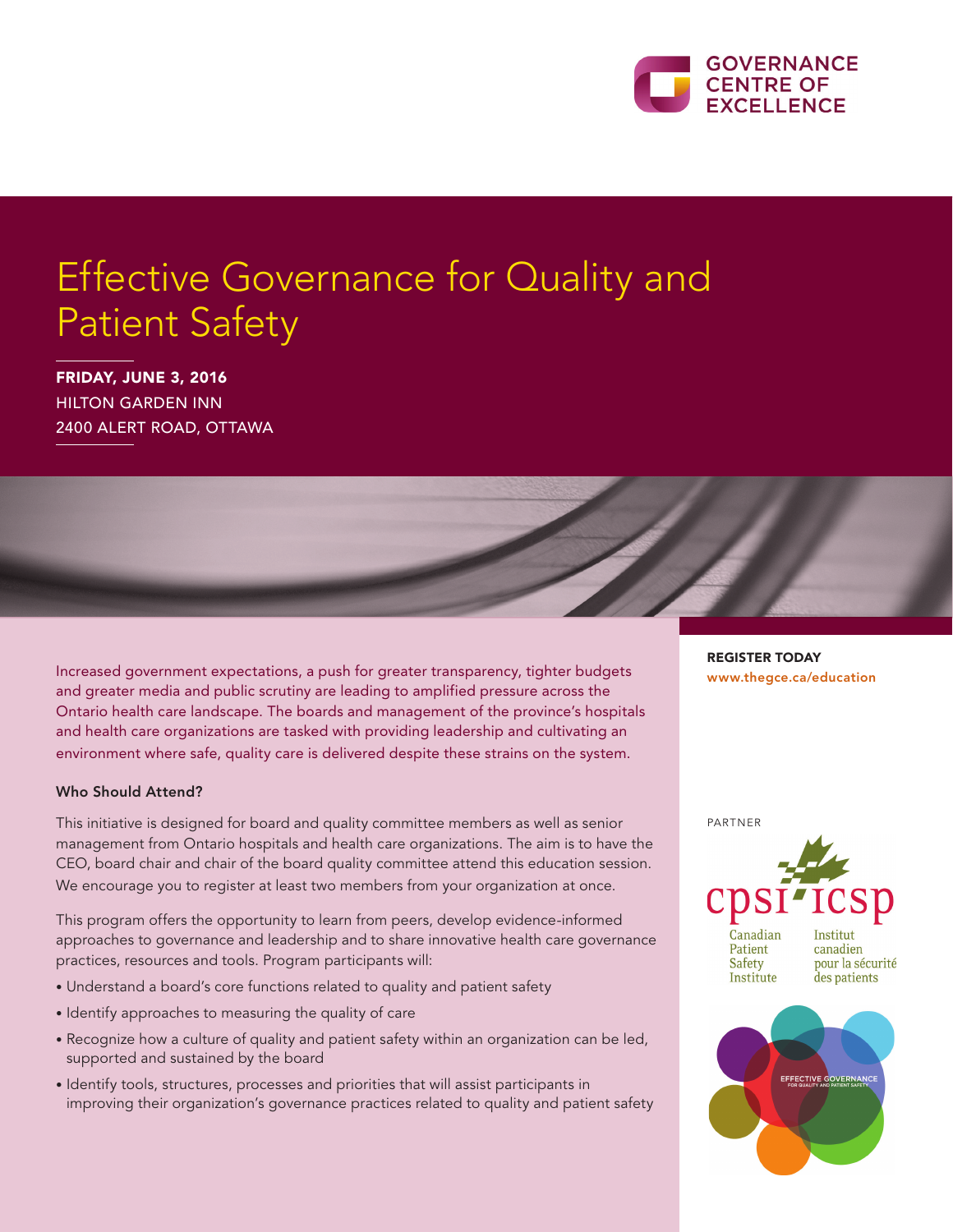GOVERNANCE CENTRE OF EXCELLENCE

# Effective Governance for Quality and Patient Safety

**FRIDAY, JUNE 3, 2016**
HILTON GARDEN INN
2400 ALERT ROAD, OTTAWA

Increased government expectations, a push for greater transparency, tighter budgets and greater media and public scrutiny are leading to amplified pressure across the Ontario health care landscape. The boards and management of the province's hospitals and health care organizations are tasked with providing leadership and cultivating an environment where safe, quality care is delivered despite these strains on the system.

### Who Should Attend?

This initiative is designed for board and quality committee members as well as senior management from Ontario hospitals and health care organizations. The aim is to have the CEO, board chair and chair of the board quality committee attend this education session. We encourage you to register at least two members from your organization at once.

This program offers the opportunity to learn from peers, develop evidence-informed approaches to governance and leadership and to share innovative health care governance practices, resources and tools. Program participants will:

- Understand a board's core functions related to quality and patient safety
- Identify approaches to measuring the quality of care
- Recognize how a culture of quality and patient safety within an organization can be led, supported and sustained by the board
- Identify tools, structures, processes and priorities that will assist participants in improving their organization's governance practices related to quality and patient safety

**REGISTER TODAY**
www.thegce.ca/education

PARTNER

cpsi icsp
Canadian Patient Safety Institute
Institut canadien pour la sécurité des patients

EFFECTIVE GOVERNANCE FOR QUALITY AND PATIENT SAFETY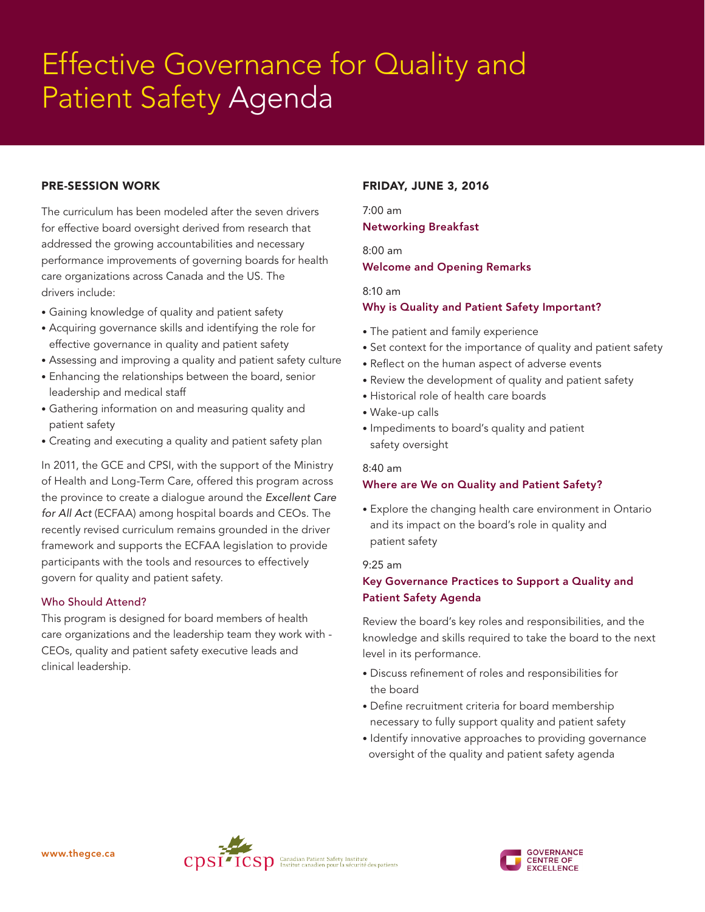# Effective Governance for Quality and Patient Safety Agenda

## PRE-SESSION WORK

The curriculum has been modeled after the seven drivers for effective board oversight derived from research that addressed the growing accountabilities and necessary performance improvements of governing boards for health care organizations across Canada and the US. The drivers include:

- Gaining knowledge of quality and patient safety
- Acquiring governance skills and identifying the role for effective governance in quality and patient safety
- Assessing and improving a quality and patient safety culture
- Enhancing the relationships between the board, senior leadership and medical staff
- Gathering information on and measuring quality and patient safety
- Creating and executing a quality and patient safety plan

In 2011, the GCE and CPSI, with the support of the Ministry of Health and Long-Term Care, offered this program across the province to create a dialogue around the *Excellent Care for All Act* (ECFAA) among hospital boards and CEOs. The recently revised curriculum remains grounded in the driver framework and supports the ECFAA legislation to provide participants with the tools and resources to effectively govern for quality and patient safety.

### Who Should Attend?

This program is designed for board members of health care organizations and the leadership team they work with - CEOs, quality and patient safety executive leads and clinical leadership.

## FRIDAY, JUNE 3, 2016

7:00 am

**Networking Breakfast**

8:00 am

**Welcome and Opening Remarks**

8:10 am

**Why is Quality and Patient Safety Important?**

- The patient and family experience
- Set context for the importance of quality and patient safety
- Reflect on the human aspect of adverse events
- Review the development of quality and patient safety
- Historical role of health care boards
- Wake-up calls
- Impediments to board's quality and patient safety oversight

8:40 am

**Where are We on Quality and Patient Safety?**

- Explore the changing health care environment in Ontario and its impact on the board's role in quality and patient safety

9:25 am

**Key Governance Practices to Support a Quality and Patient Safety Agenda**

Review the board's key roles and responsibilities, and the knowledge and skills required to take the board to the next level in its performance.

- Discuss refinement of roles and responsibilities for the board
- Define recruitment criteria for board membership necessary to fully support quality and patient safety
- Identify innovative approaches to providing governance oversight of the quality and patient safety agenda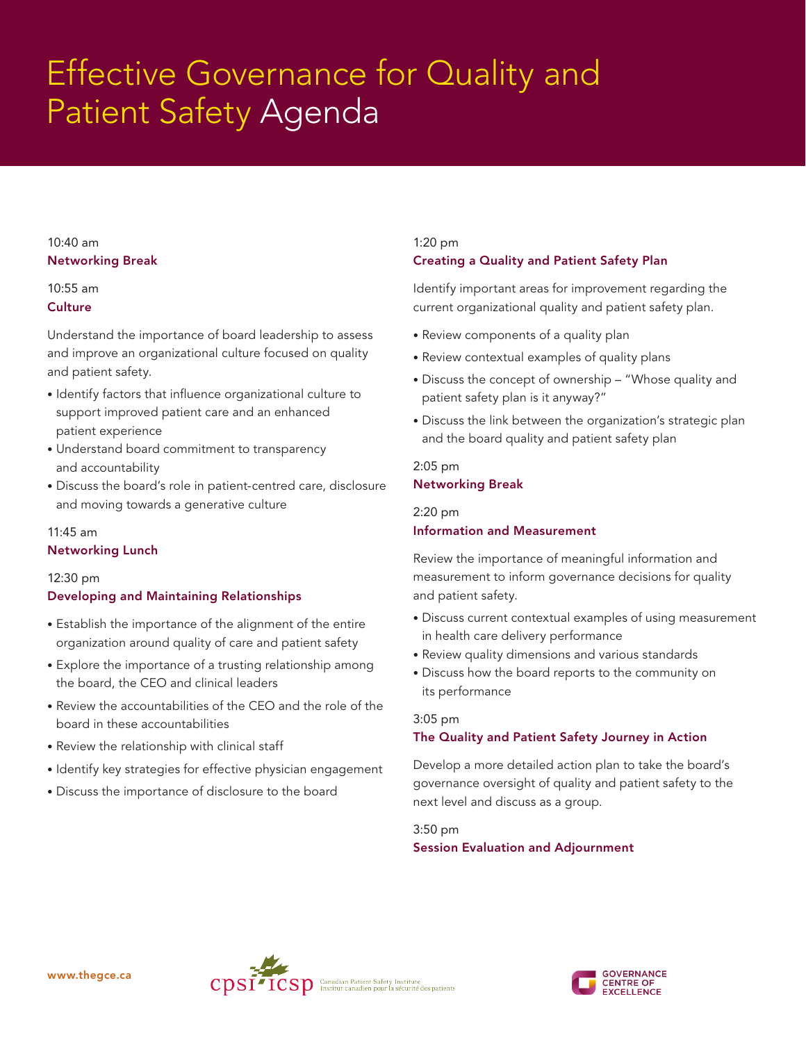# Effective Governance for Quality and Patient Safety Agenda

10:40 am
**Networking Break**

10:55 am
**Culture**

Understand the importance of board leadership to assess and improve an organizational culture focused on quality and patient safety.

- Identify factors that influence organizational culture to support improved patient care and an enhanced patient experience
- Understand board commitment to transparency and accountability
- Discuss the board's role in patient-centred care, disclosure and moving towards a generative culture

11:45 am
**Networking Lunch**

12:30 pm
**Developing and Maintaining Relationships**

- Establish the importance of the alignment of the entire organization around quality of care and patient safety
- Explore the importance of a trusting relationship among the board, the CEO and clinical leaders
- Review the accountabilities of the CEO and the role of the board in these accountabilities
- Review the relationship with clinical staff
- Identify key strategies for effective physician engagement
- Discuss the importance of disclosure to the board

1:20 pm
**Creating a Quality and Patient Safety Plan**

Identify important areas for improvement regarding the current organizational quality and patient safety plan.

- Review components of a quality plan
- Review contextual examples of quality plans
- Discuss the concept of ownership – "Whose quality and patient safety plan is it anyway?"
- Discuss the link between the organization's strategic plan and the board quality and patient safety plan

2:05 pm
**Networking Break**

2:20 pm
**Information and Measurement**

Review the importance of meaningful information and measurement to inform governance decisions for quality and patient safety.

- Discuss current contextual examples of using measurement in health care delivery performance
- Review quality dimensions and various standards
- Discuss how the board reports to the community on its performance

3:05 pm
**The Quality and Patient Safety Journey in Action**

Develop a more detailed action plan to take the board's governance oversight of quality and patient safety to the next level and discuss as a group.

3:50 pm
**Session Evaluation and Adjournment**

www.thegce.ca

cpsi icsp Canadian Patient Safety Institute / Institut canadien pour la sécurité des patients

GOVERNANCE CENTRE OF EXCELLENCE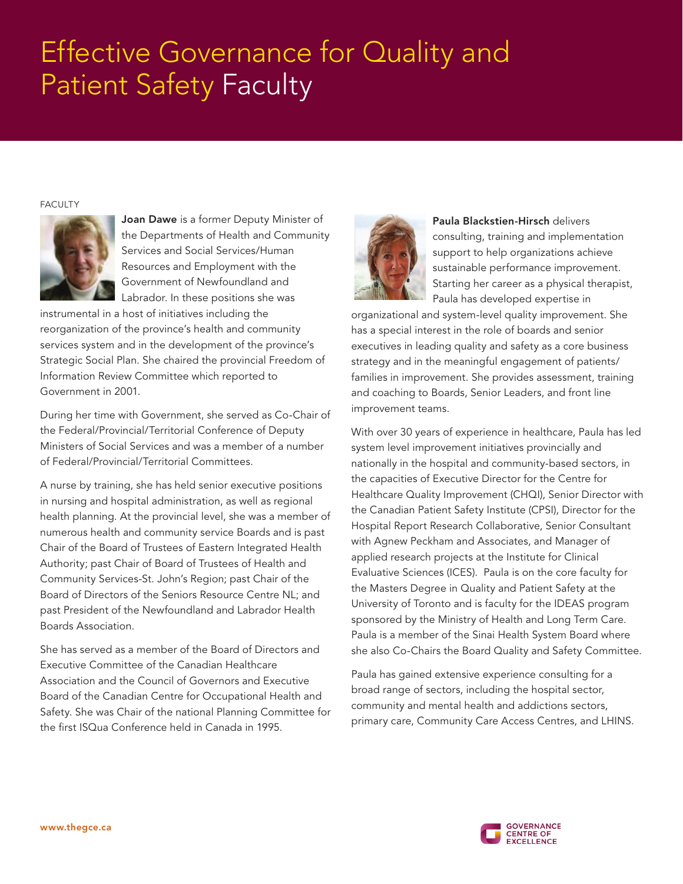# Effective Governance for Quality and Patient Safety Faculty

FACULTY

**Joan Dawe** is a former Deputy Minister of the Departments of Health and Community Services and Social Services/Human Resources and Employment with the Government of Newfoundland and Labrador. In these positions she was instrumental in a host of initiatives including the reorganization of the province's health and community services system and in the development of the province's Strategic Social Plan. She chaired the provincial Freedom of Information Review Committee which reported to Government in 2001.

During her time with Government, she served as Co-Chair of the Federal/Provincial/Territorial Conference of Deputy Ministers of Social Services and was a member of a number of Federal/Provincial/Territorial Committees.

A nurse by training, she has held senior executive positions in nursing and hospital administration, as well as regional health planning. At the provincial level, she was a member of numerous health and community service Boards and is past Chair of the Board of Trustees of Eastern Integrated Health Authority; past Chair of Board of Trustees of Health and Community Services-St. John's Region; past Chair of the Board of Directors of the Seniors Resource Centre NL; and past President of the Newfoundland and Labrador Health Boards Association.

She has served as a member of the Board of Directors and Executive Committee of the Canadian Healthcare Association and the Council of Governors and Executive Board of the Canadian Centre for Occupational Health and Safety. She was Chair of the national Planning Committee for the first ISQua Conference held in Canada in 1995.

**Paula Blackstien-Hirsch** delivers consulting, training and implementation support to help organizations achieve sustainable performance improvement. Starting her career as a physical therapist, Paula has developed expertise in organizational and system-level quality improvement. She has a special interest in the role of boards and senior executives in leading quality and safety as a core business strategy and in the meaningful engagement of patients/families in improvement. She provides assessment, training and coaching to Boards, Senior Leaders, and front line improvement teams.

With over 30 years of experience in healthcare, Paula has led system level improvement initiatives provincially and nationally in the hospital and community-based sectors, in the capacities of Executive Director for the Centre for Healthcare Quality Improvement (CHQI), Senior Director with the Canadian Patient Safety Institute (CPSI), Director for the Hospital Report Research Collaborative, Senior Consultant with Agnew Peckham and Associates, and Manager of applied research projects at the Institute for Clinical Evaluative Sciences (ICES). Paula is on the core faculty for the Masters Degree in Quality and Patient Safety at the University of Toronto and is faculty for the IDEAS program sponsored by the Ministry of Health and Long Term Care. Paula is a member of the Sinai Health System Board where she also Co-Chairs the Board Quality and Safety Committee.

Paula has gained extensive experience consulting for a broad range of sectors, including the hospital sector, community and mental health and addictions sectors, primary care, Community Care Access Centres, and LHINS.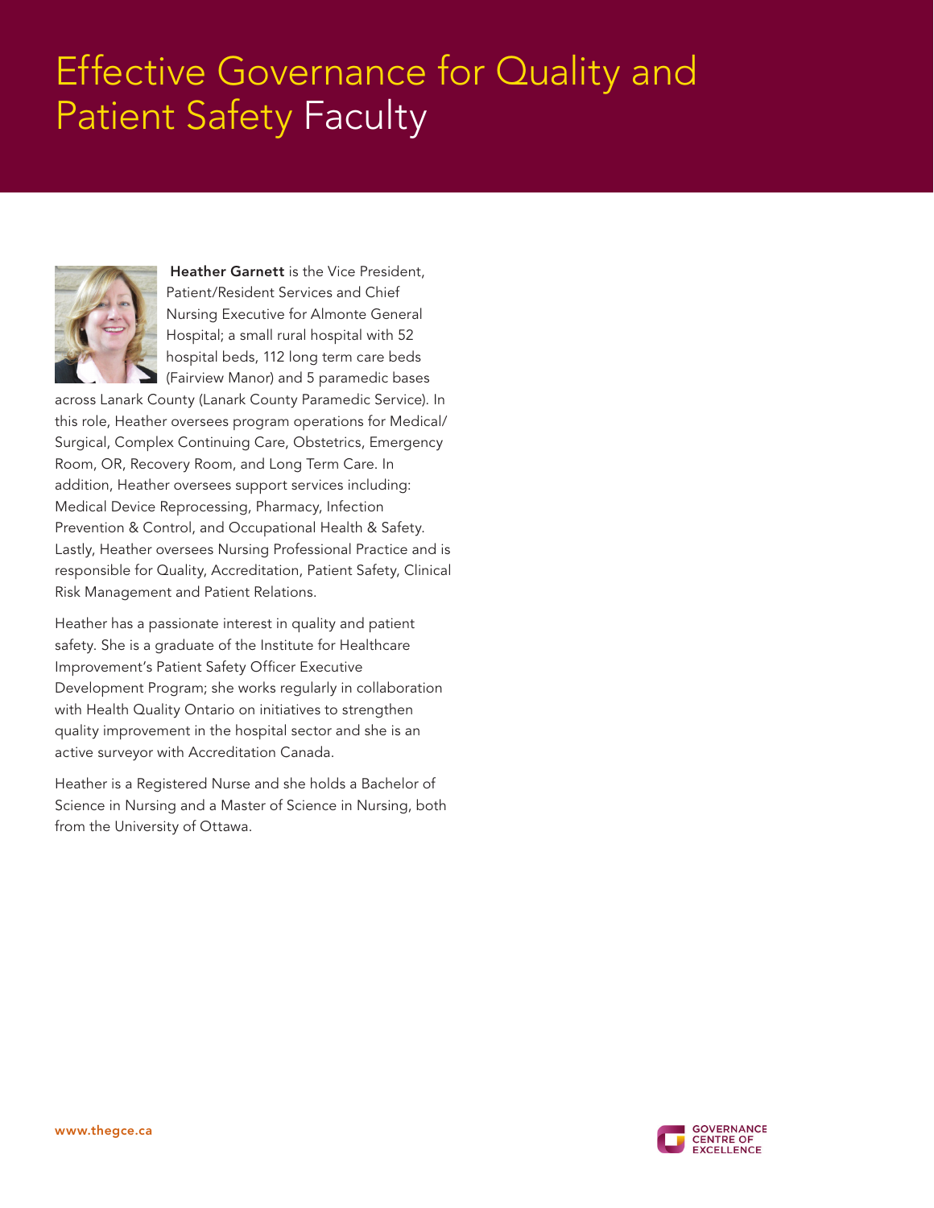# Effective Governance for Quality and Patient Safety Faculty

**Heather Garnett** is the Vice President, Patient/Resident Services and Chief Nursing Executive for Almonte General Hospital; a small rural hospital with 52 hospital beds, 112 long term care beds (Fairview Manor) and 5 paramedic bases across Lanark County (Lanark County Paramedic Service). In this role, Heather oversees program operations for Medical/Surgical, Complex Continuing Care, Obstetrics, Emergency Room, OR, Recovery Room, and Long Term Care. In addition, Heather oversees support services including: Medical Device Reprocessing, Pharmacy, Infection Prevention & Control, and Occupational Health & Safety. Lastly, Heather oversees Nursing Professional Practice and is responsible for Quality, Accreditation, Patient Safety, Clinical Risk Management and Patient Relations.

Heather has a passionate interest in quality and patient safety. She is a graduate of the Institute for Healthcare Improvement's Patient Safety Officer Executive Development Program; she works regularly in collaboration with Health Quality Ontario on initiatives to strengthen quality improvement in the hospital sector and she is an active surveyor with Accreditation Canada.

Heather is a Registered Nurse and she holds a Bachelor of Science in Nursing and a Master of Science in Nursing, both from the University of Ottawa.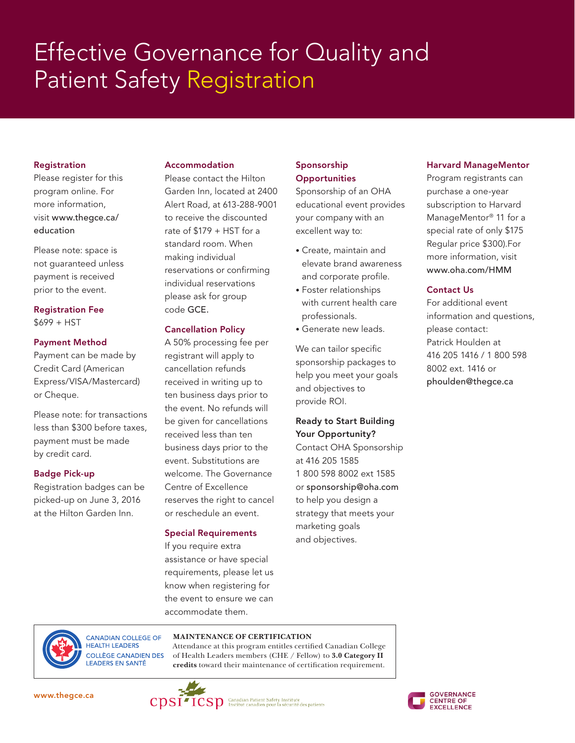# Effective Governance for Quality and Patient Safety Registration

## Registration

Please register for this program online. For more information, visit www.thegce.ca/education

Please note: space is not guaranteed unless payment is received prior to the event.

## Registration Fee

$699 + HST

## Payment Method

Payment can be made by Credit Card (American Express/VISA/Mastercard) or Cheque.

Please note: for transactions less than $300 before taxes, payment must be made by credit card.

## Badge Pick-up

Registration badges can be picked-up on June 3, 2016 at the Hilton Garden Inn.

## Accommodation

Please contact the Hilton Garden Inn, located at 2400 Alert Road, at 613-288-9001 to receive the discounted rate of $179 + HST for a standard room. When making individual reservations or confirming individual reservations please ask for group code GCE.

## Cancellation Policy

A 50% processing fee per registrant will apply to cancellation refunds received in writing up to ten business days prior to the event. No refunds will be given for cancellations received less than ten business days prior to the event. Substitutions are welcome. The Governance Centre of Excellence reserves the right to cancel or reschedule an event.

## Special Requirements

If you require extra assistance or have special requirements, please let us know when registering for the event to ensure we can accommodate them.

## Sponsorship Opportunities

Sponsorship of an OHA educational event provides your company with an excellent way to:

- Create, maintain and elevate brand awareness and corporate profile.
- Foster relationships with current health care professionals.
- Generate new leads.

We can tailor specific sponsorship packages to help you meet your goals and objectives to provide ROI.

### Ready to Start Building Your Opportunity?

Contact OHA Sponsorship at 416 205 1585
1 800 598 8002 ext 1585
or sponsorship@oha.com to help you design a strategy that meets your marketing goals and objectives.

## Harvard ManageMentor

Program registrants can purchase a one-year subscription to Harvard ManageMentor® 11 for a special rate of only $175 Regular price $300).For more information, visit www.oha.com/HMM

## Contact Us

For additional event information and questions, please contact:
Patrick Houlden at
416 205 1416 / 1 800 598 8002 ext. 1416 or
phoulden@thegce.ca

CANADIAN COLLEGE OF HEALTH LEADERS
COLLÈGE CANADIEN DES LEADERS EN SANTÉ

**MAINTENANCE OF CERTIFICATION**
Attendance at this program entitles certified Canadian College of Health Leaders members (CHE / Fellow) to **3.0 Category II credits** toward their maintenance of certification requirement.

www.thegce.ca

cpsi icsp Canadian Patient Safety Institute
Institut canadien pour la sécurité des patients

GOVERNANCE CENTRE OF EXCELLENCE